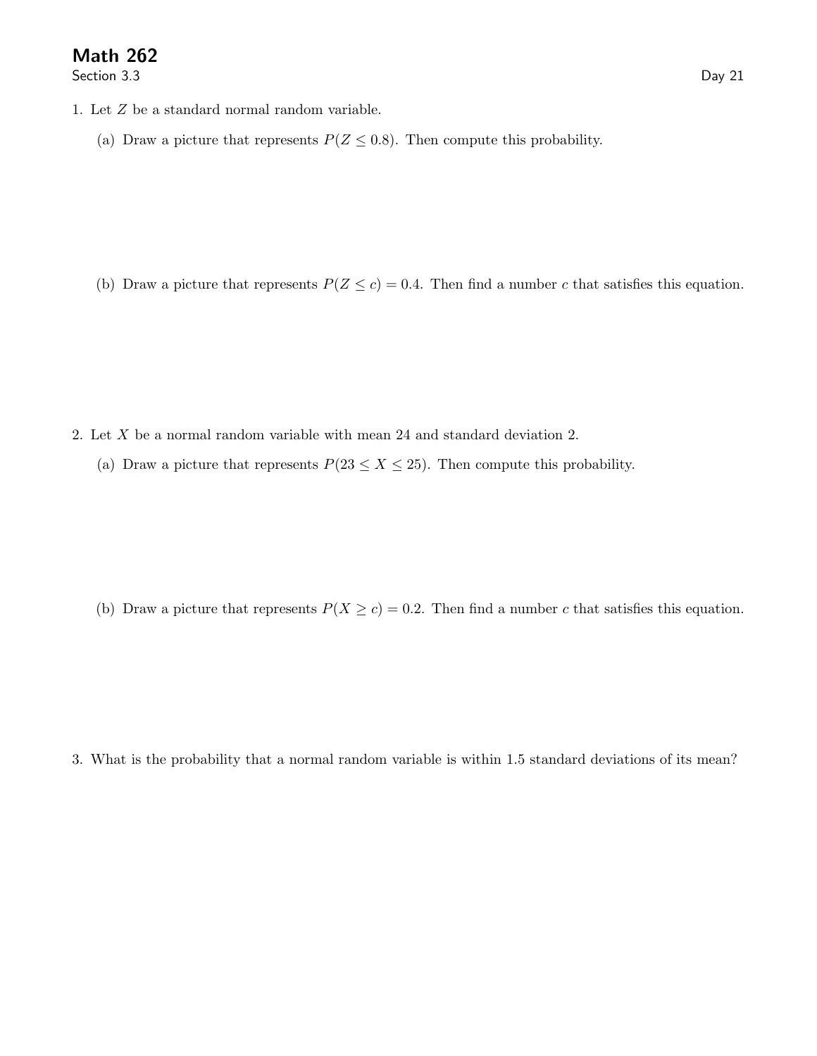# Math 262

Section 3.3

Day 21

1. Let $Z$ be a standard normal random variable.

   (a) Draw a picture that represents $P(Z \leq 0.8)$. Then compute this probability.

   (b) Draw a picture that represents $P(Z \leq c) = 0.4$. Then find a number $c$ that satisfies this equation.

2. Let $X$ be a normal random variable with mean 24 and standard deviation 2.

   (a) Draw a picture that represents $P(23 \leq X \leq 25)$. Then compute this probability.

   (b) Draw a picture that represents $P(X \geq c) = 0.2$. Then find a number $c$ that satisfies this equation.

3. What is the probability that a normal random variable is within 1.5 standard deviations of its mean?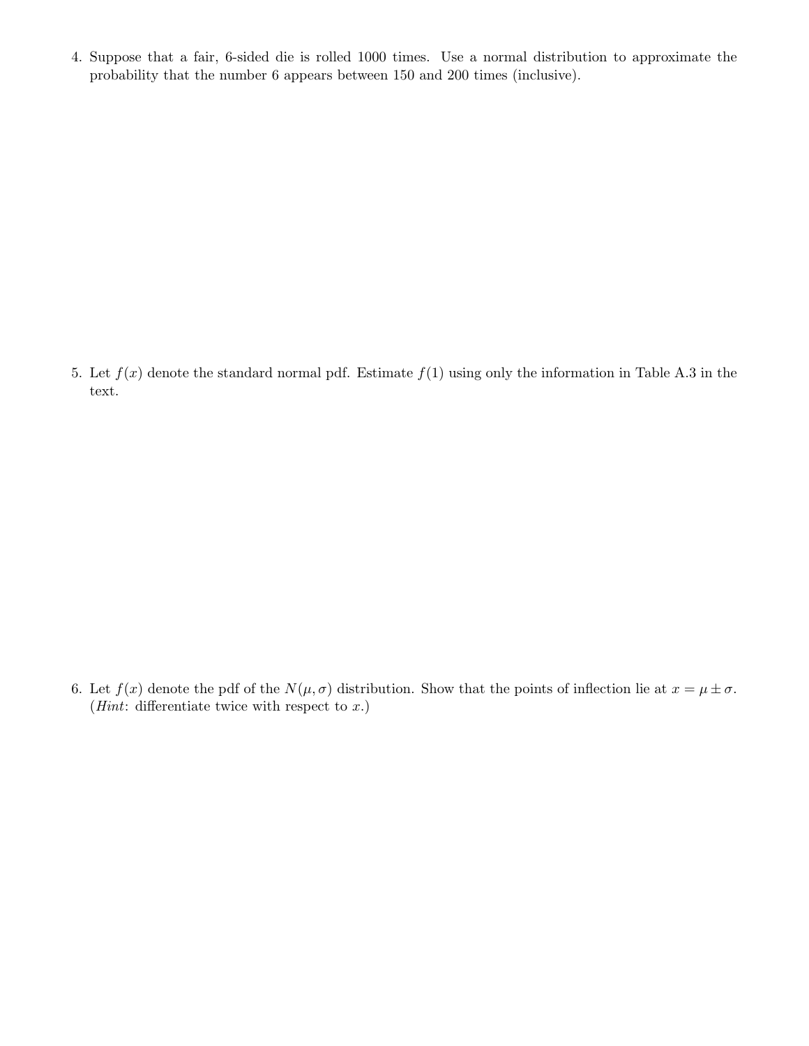4. Suppose that a fair, 6-sided die is rolled 1000 times. Use a normal distribution to approximate the probability that the number 6 appears between 150 and 200 times (inclusive).

5. Let $f(x)$ denote the standard normal pdf. Estimate $f(1)$ using only the information in Table A.3 in the text.

6. Let $f(x)$ denote the pdf of the $N(\mu, \sigma)$ distribution. Show that the points of inflection lie at $x = \mu \pm \sigma$. (*Hint*: differentiate twice with respect to $x$.)